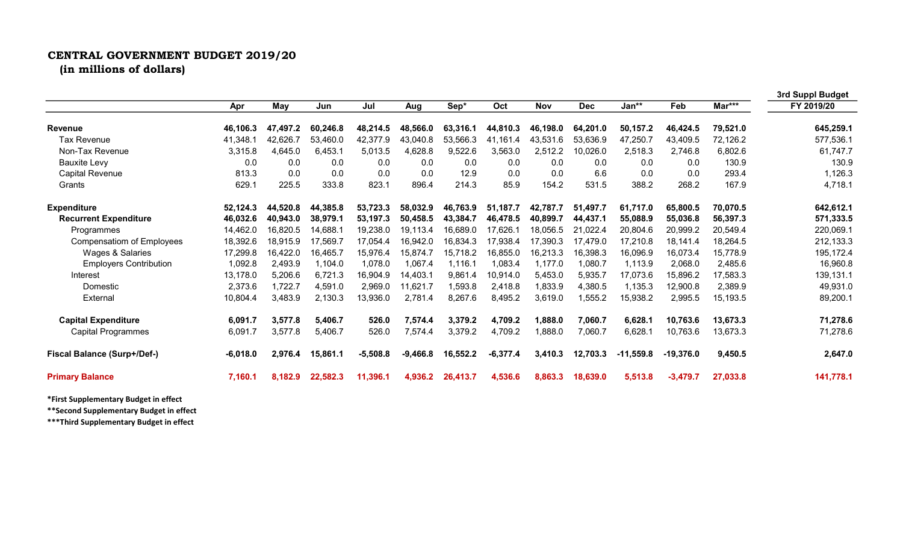**CENTRAL GOVERNMENT BUDGET 2019/20**
**(in millions of dollars)**

| | Apr | May | Jun | Jul | Aug | Sep* | Oct | Nov | Dec | Jan** | Feb | Mar*** | 3rd Suppl Budget FY 2019/20 |
|---|---|---|---|---|---|---|---|---|---|---|---|---|---|
| **Revenue** | **46,106.3** | **47,497.2** | **60,246.8** | **48,214.5** | **48,566.0** | **63,316.1** | **44,810.3** | **46,198.0** | **64,201.0** | **50,157.2** | **46,424.5** | **79,521.0** | **645,259.1** |
| Tax Revenue | 41,348.1 | 42,626.7 | 53,460.0 | 42,377.9 | 43,040.8 | 53,566.3 | 41,161.4 | 43,531.6 | 53,636.9 | 47,250.7 | 43,409.5 | 72,126.2 | 577,536.1 |
| Non-Tax Revenue | 3,315.8 | 4,645.0 | 6,453.1 | 5,013.5 | 4,628.8 | 9,522.6 | 3,563.0 | 2,512.2 | 10,026.0 | 2,518.3 | 2,746.8 | 6,802.6 | 61,747.7 |
| Bauxite Levy | 0.0 | 0.0 | 0.0 | 0.0 | 0.0 | 0.0 | 0.0 | 0.0 | 0.0 | 0.0 | 0.0 | 130.9 | 130.9 |
| Capital Revenue | 813.3 | 0.0 | 0.0 | 0.0 | 0.0 | 12.9 | 0.0 | 0.0 | 6.6 | 0.0 | 0.0 | 293.4 | 1,126.3 |
| Grants | 629.1 | 225.5 | 333.8 | 823.1 | 896.4 | 214.3 | 85.9 | 154.2 | 531.5 | 388.2 | 268.2 | 167.9 | 4,718.1 |
| **Expenditure** | **52,124.3** | **44,520.8** | **44,385.8** | **53,723.3** | **58,032.9** | **46,763.9** | **51,187.7** | **42,787.7** | **51,497.7** | **61,717.0** | **65,800.5** | **70,070.5** | **642,612.1** |
| **Recurrent Expenditure** | **46,032.6** | **40,943.0** | **38,979.1** | **53,197.3** | **50,458.5** | **43,384.7** | **46,478.5** | **40,899.7** | **44,437.1** | **55,088.9** | **55,036.8** | **56,397.3** | **571,333.5** |
| Programmes | 14,462.0 | 16,820.5 | 14,688.1 | 19,238.0 | 19,113.4 | 16,689.0 | 17,626.1 | 18,056.5 | 21,022.4 | 20,804.6 | 20,999.2 | 20,549.4 | 220,069.1 |
| Compensatiom of Employees | 18,392.6 | 18,915.9 | 17,569.7 | 17,054.4 | 16,942.0 | 16,834.3 | 17,938.4 | 17,390.3 | 17,479.0 | 17,210.8 | 18,141.4 | 18,264.5 | 212,133.3 |
| Wages & Salaries | 17,299.8 | 16,422.0 | 16,465.7 | 15,976.4 | 15,874.7 | 15,718.2 | 16,855.0 | 16,213.3 | 16,398.3 | 16,096.9 | 16,073.4 | 15,778.9 | 195,172.4 |
| Employers Contribution | 1,092.8 | 2,493.9 | 1,104.0 | 1,078.0 | 1,067.4 | 1,116.1 | 1,083.4 | 1,177.0 | 1,080.7 | 1,113.9 | 2,068.0 | 2,485.6 | 16,960.8 |
| Interest | 13,178.0 | 5,206.6 | 6,721.3 | 16,904.9 | 14,403.1 | 9,861.4 | 10,914.0 | 5,453.0 | 5,935.7 | 17,073.6 | 15,896.2 | 17,583.3 | 139,131.1 |
| Domestic | 2,373.6 | 1,722.7 | 4,591.0 | 2,969.0 | 11,621.7 | 1,593.8 | 2,418.8 | 1,833.9 | 4,380.5 | 1,135.3 | 12,900.8 | 2,389.9 | 49,931.0 |
| External | 10,804.4 | 3,483.9 | 2,130.3 | 13,936.0 | 2,781.4 | 8,267.6 | 8,495.2 | 3,619.0 | 1,555.2 | 15,938.2 | 2,995.5 | 15,193.5 | 89,200.1 |
| **Capital Expenditure** | **6,091.7** | **3,577.8** | **5,406.7** | **526.0** | **7,574.4** | **3,379.2** | **4,709.2** | **1,888.0** | **7,060.7** | **6,628.1** | **10,763.6** | **13,673.3** | **71,278.6** |
| Capital Programmes | 6,091.7 | 3,577.8 | 5,406.7 | 526.0 | 7,574.4 | 3,379.2 | 4,709.2 | 1,888.0 | 7,060.7 | 6,628.1 | 10,763.6 | 13,673.3 | 71,278.6 |
| **Fiscal Balance (Surp+/Def-)** | **-6,018.0** | **2,976.4** | **15,861.1** | **-5,508.8** | **-9,466.8** | **16,552.2** | **-6,377.4** | **3,410.3** | **12,703.3** | **-11,559.8** | **-19,376.0** | **9,450.5** | **2,647.0** |
| **Primary Balance** | **7,160.1** | **8,182.9** | **22,582.3** | **11,396.1** | **4,936.2** | **26,413.7** | **4,536.6** | **8,863.3** | **18,639.0** | **5,513.8** | **-3,479.7** | **27,033.8** | **141,778.1** |

**\*First Supplementary Budget in effect**

**\*\*Second Supplementary Budget in effect**

**\*\*\*Third Supplementary Budget in effect**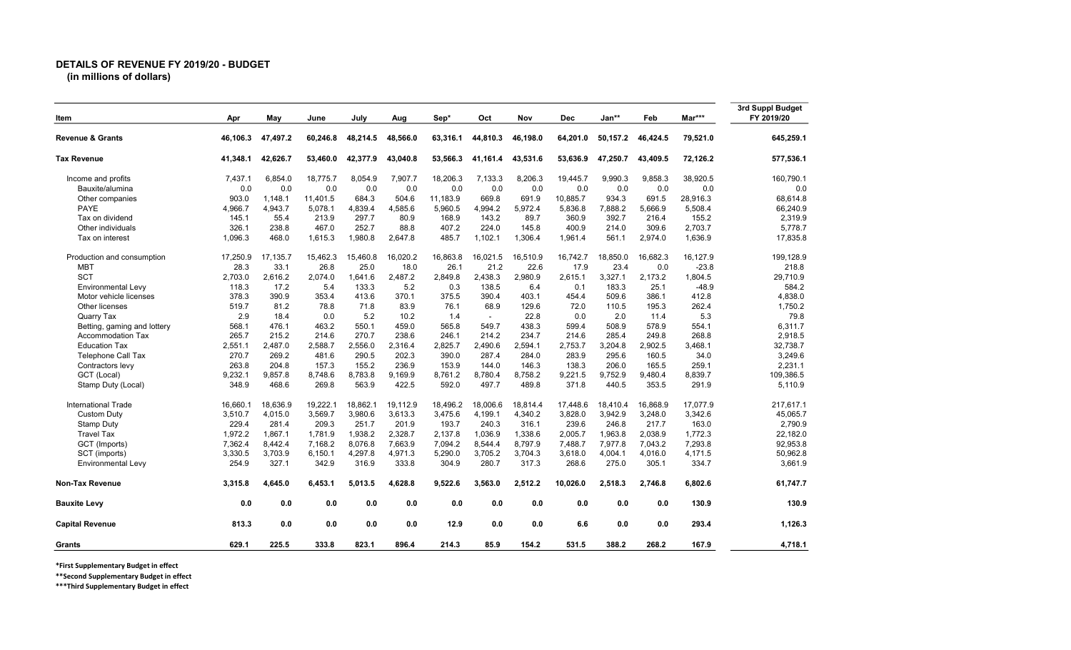## DETAILS OF REVENUE FY 2019/20 - BUDGET
**(in millions of dollars)**

| Item | Apr | May | June | July | Aug | Sep* | Oct | Nov | Dec | Jan** | Feb | Mar*** | 3rd Suppl Budget FY 2019/20 |
|---|---|---|---|---|---|---|---|---|---|---|---|---|---|
| **Revenue & Grants** | **46,106.3** | **47,497.2** | **60,246.8** | **48,214.5** | **48,566.0** | **63,316.1** | **44,810.3** | **46,198.0** | **64,201.0** | **50,157.2** | **46,424.5** | **79,521.0** | **645,259.1** |
| **Tax Revenue** | **41,348.1** | **42,626.7** | **53,460.0** | **42,377.9** | **43,040.8** | **53,566.3** | **41,161.4** | **43,531.6** | **53,636.9** | **47,250.7** | **43,409.5** | **72,126.2** | **577,536.1** |
| Income and profits | 7,437.1 | 6,854.0 | 18,775.7 | 8,054.9 | 7,907.7 | 18,206.3 | 7,133.3 | 8,206.3 | 19,445.7 | 9,990.3 | 9,858.3 | 38,920.5 | 160,790.1 |
| Bauxite/alumina | 0.0 | 0.0 | 0.0 | 0.0 | 0.0 | 0.0 | 0.0 | 0.0 | 0.0 | 0.0 | 0.0 | 0.0 | 0.0 |
| Other companies | 903.0 | 1,148.1 | 11,401.5 | 684.3 | 504.6 | 11,183.9 | 669.8 | 691.9 | 10,885.7 | 934.3 | 691.5 | 28,916.3 | 68,614.8 |
| PAYE | 4,966.7 | 4,943.7 | 5,078.1 | 4,839.4 | 4,585.6 | 5,960.5 | 4,994.2 | 5,972.4 | 5,836.8 | 7,888.2 | 5,666.9 | 5,508.4 | 66,240.9 |
| Tax on dividend | 145.1 | 55.4 | 213.9 | 297.7 | 80.9 | 168.9 | 143.2 | 89.7 | 360.9 | 392.7 | 216.4 | 155.2 | 2,319.9 |
| Other individuals | 326.1 | 238.8 | 467.0 | 252.7 | 88.8 | 407.2 | 224.0 | 145.8 | 400.9 | 214.0 | 309.6 | 2,703.7 | 5,778.7 |
| Tax on interest | 1,096.3 | 468.0 | 1,615.3 | 1,980.8 | 2,647.8 | 485.7 | 1,102.1 | 1,306.4 | 1,961.4 | 561.1 | 2,974.0 | 1,636.9 | 17,835.8 |
| Production and consumption | 17,250.9 | 17,135.7 | 15,462.3 | 15,460.8 | 16,020.2 | 16,863.8 | 16,021.5 | 16,510.9 | 16,742.7 | 18,850.0 | 16,682.3 | 16,127.9 | 199,128.9 |
| MBT | 28.3 | 33.1 | 26.8 | 25.0 | 18.0 | 26.1 | 21.2 | 22.6 | 17.9 | 23.4 | 0.0 | -23.8 | 218.8 |
| SCT | 2,703.0 | 2,616.2 | 2,074.0 | 1,641.6 | 2,487.2 | 2,849.8 | 2,438.3 | 2,980.9 | 2,615.1 | 3,327.1 | 2,173.2 | 1,804.5 | 29,710.9 |
| Environmental Levy | 118.3 | 17.2 | 5.4 | 133.3 | 5.2 | 0.3 | 138.5 | 6.4 | 0.1 | 183.3 | 25.1 | -48.9 | 584.2 |
| Motor vehicle licenses | 378.3 | 390.9 | 353.4 | 413.6 | 370.1 | 375.5 | 390.4 | 403.1 | 454.4 | 509.6 | 386.1 | 412.8 | 4,838.0 |
| Other licenses | 519.7 | 81.2 | 78.8 | 71.8 | 83.9 | 76.1 | 68.9 | 129.6 | 72.0 | 110.5 | 195.3 | 262.4 | 1,750.2 |
| Quarry Tax | 2.9 | 18.4 | 0.0 | 5.2 | 10.2 | 1.4 | - | 22.8 | 0.0 | 2.0 | 11.4 | 5.3 | 79.8 |
| Betting, gaming and lottery | 568.1 | 476.1 | 463.2 | 550.1 | 459.0 | 565.8 | 549.7 | 438.3 | 599.4 | 508.9 | 578.9 | 554.1 | 6,311.7 |
| Accommodation Tax | 265.7 | 215.2 | 214.6 | 270.7 | 238.6 | 246.1 | 214.2 | 234.7 | 214.6 | 285.4 | 249.8 | 268.8 | 2,918.5 |
| Education Tax | 2,551.1 | 2,487.0 | 2,588.7 | 2,556.0 | 2,316.4 | 2,825.7 | 2,490.6 | 2,594.1 | 2,753.7 | 3,204.8 | 2,902.5 | 3,468.1 | 32,738.7 |
| Telephone Call Tax | 270.7 | 269.2 | 481.6 | 290.5 | 202.3 | 390.0 | 287.4 | 284.0 | 283.9 | 295.6 | 160.5 | 34.0 | 3,249.6 |
| Contractors levy | 263.8 | 204.8 | 157.3 | 155.2 | 236.9 | 153.9 | 144.0 | 146.3 | 138.3 | 206.0 | 165.5 | 259.1 | 2,231.1 |
| GCT (Local) | 9,232.1 | 9,857.8 | 8,748.6 | 8,783.8 | 9,169.9 | 8,761.2 | 8,780.4 | 8,758.2 | 9,221.5 | 9,752.9 | 9,480.4 | 8,839.7 | 109,386.5 |
| Stamp Duty (Local) | 348.9 | 468.6 | 269.8 | 563.9 | 422.5 | 592.0 | 497.7 | 489.8 | 371.8 | 440.5 | 353.5 | 291.9 | 5,110.9 |
| International Trade | 16,660.1 | 18,636.9 | 19,222.1 | 18,862.1 | 19,112.9 | 18,496.2 | 18,006.6 | 18,814.4 | 17,448.6 | 18,410.4 | 16,868.9 | 17,077.9 | 217,617.1 |
| Custom Duty | 3,510.7 | 4,015.0 | 3,569.7 | 3,980.6 | 3,613.3 | 3,475.6 | 4,199.1 | 4,340.2 | 3,828.0 | 3,942.9 | 3,248.0 | 3,342.6 | 45,065.7 |
| Stamp Duty | 229.4 | 281.4 | 209.3 | 251.7 | 201.9 | 193.7 | 240.3 | 316.1 | 239.6 | 246.8 | 217.7 | 163.0 | 2,790.9 |
| Travel Tax | 1,972.2 | 1,867.1 | 1,781.9 | 1,938.2 | 2,328.7 | 2,137.8 | 1,036.9 | 1,338.6 | 2,005.7 | 1,963.8 | 2,038.9 | 1,772.3 | 22,182.0 |
| GCT (Imports) | 7,362.4 | 8,442.4 | 7,168.2 | 8,076.8 | 7,663.9 | 7,094.2 | 8,544.4 | 8,797.9 | 7,488.7 | 7,977.8 | 7,043.2 | 7,293.8 | 92,953.8 |
| SCT (imports) | 3,330.5 | 3,703.9 | 6,150.1 | 4,297.8 | 4,971.3 | 5,290.0 | 3,705.2 | 3,704.3 | 3,618.0 | 4,004.1 | 4,016.0 | 4,171.5 | 50,962.8 |
| Environmental Levy | 254.9 | 327.1 | 342.9 | 316.9 | 333.8 | 304.9 | 280.7 | 317.3 | 268.6 | 275.0 | 305.1 | 334.7 | 3,661.9 |
| **Non-Tax Revenue** | **3,315.8** | **4,645.0** | **6,453.1** | **5,013.5** | **4,628.8** | **9,522.6** | **3,563.0** | **2,512.2** | **10,026.0** | **2,518.3** | **2,746.8** | **6,802.6** | **61,747.7** |
| **Bauxite Levy** | **0.0** | **0.0** | **0.0** | **0.0** | **0.0** | **0.0** | **0.0** | **0.0** | **0.0** | **0.0** | **0.0** | **130.9** | **130.9** |
| **Capital Revenue** | **813.3** | **0.0** | **0.0** | **0.0** | **0.0** | **12.9** | **0.0** | **0.0** | **6.6** | **0.0** | **0.0** | **293.4** | **1,126.3** |
| **Grants** | **629.1** | **225.5** | **333.8** | **823.1** | **896.4** | **214.3** | **85.9** | **154.2** | **531.5** | **388.2** | **268.2** | **167.9** | **4,718.1** |

**\*First Supplementary Budget in effect**

**\*\*Second Supplementary Budget in effect**

**\*\*\*Third Supplementary Budget in effect**